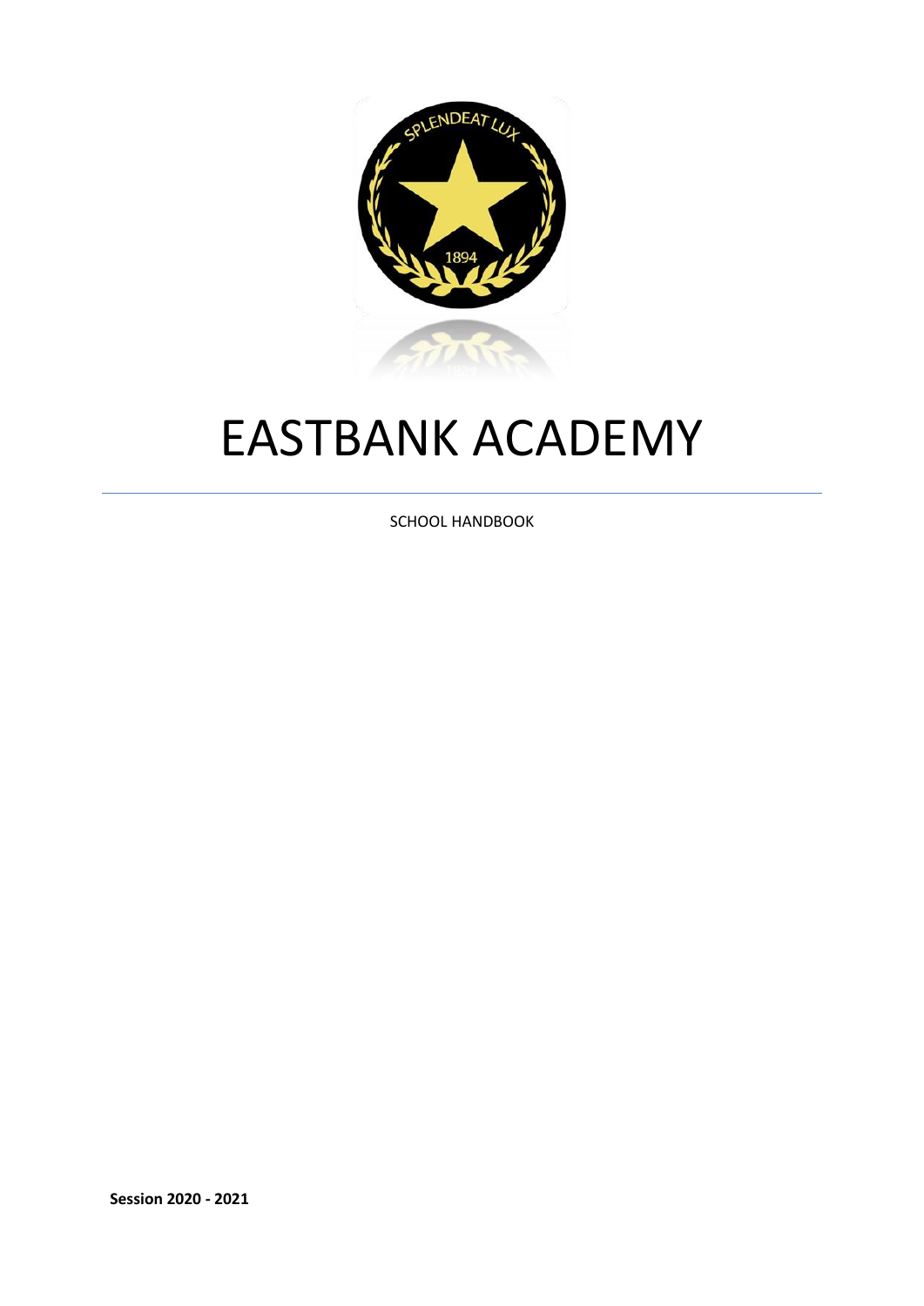# EASTBANK ACADEMY

SCHOOL HANDBOOK

**Session 2020 - 2021**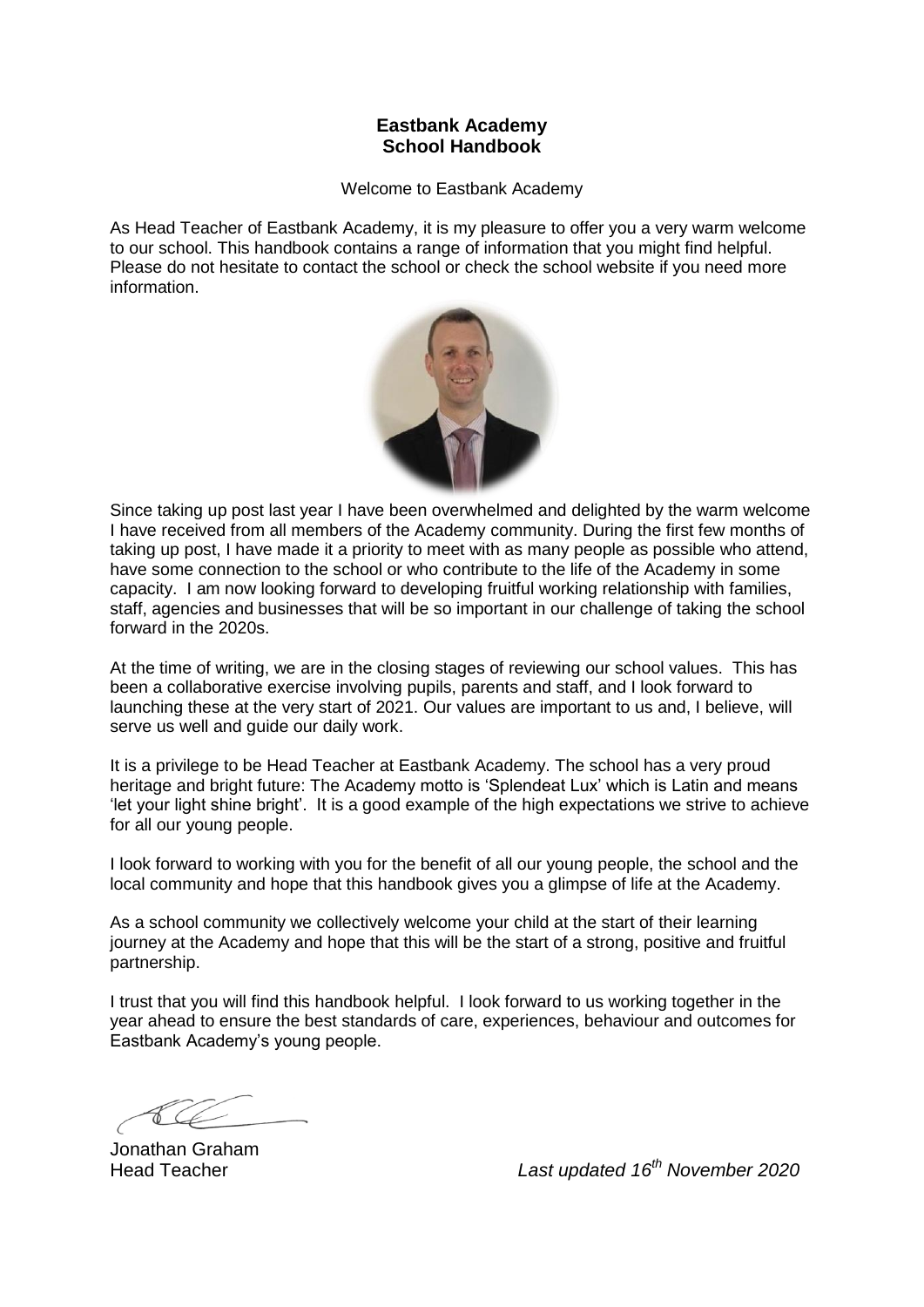**Eastbank Academy**
**School Handbook**

Welcome to Eastbank Academy

As Head Teacher of Eastbank Academy, it is my pleasure to offer you a very warm welcome to our school. This handbook contains a range of information that you might find helpful. Please do not hesitate to contact the school or check the school website if you need more information.

Since taking up post last year I have been overwhelmed and delighted by the warm welcome I have received from all members of the Academy community. During the first few months of taking up post, I have made it a priority to meet with as many people as possible who attend, have some connection to the school or who contribute to the life of the Academy in some capacity. I am now looking forward to developing fruitful working relationship with families, staff, agencies and businesses that will be so important in our challenge of taking the school forward in the 2020s.

At the time of writing, we are in the closing stages of reviewing our school values. This has been a collaborative exercise involving pupils, parents and staff, and I look forward to launching these at the very start of 2021. Our values are important to us and, I believe, will serve us well and guide our daily work.

It is a privilege to be Head Teacher at Eastbank Academy. The school has a very proud heritage and bright future: The Academy motto is 'Splendeat Lux' which is Latin and means 'let your light shine bright'. It is a good example of the high expectations we strive to achieve for all our young people.

I look forward to working with you for the benefit of all our young people, the school and the local community and hope that this handbook gives you a glimpse of life at the Academy.

As a school community we collectively welcome your child at the start of their learning journey at the Academy and hope that this will be the start of a strong, positive and fruitful partnership.

I trust that you will find this handbook helpful. I look forward to us working together in the year ahead to ensure the best standards of care, experiences, behaviour and outcomes for Eastbank Academy's young people.

Jonathan Graham
Head Teacher

*Last updated 16th November 2020*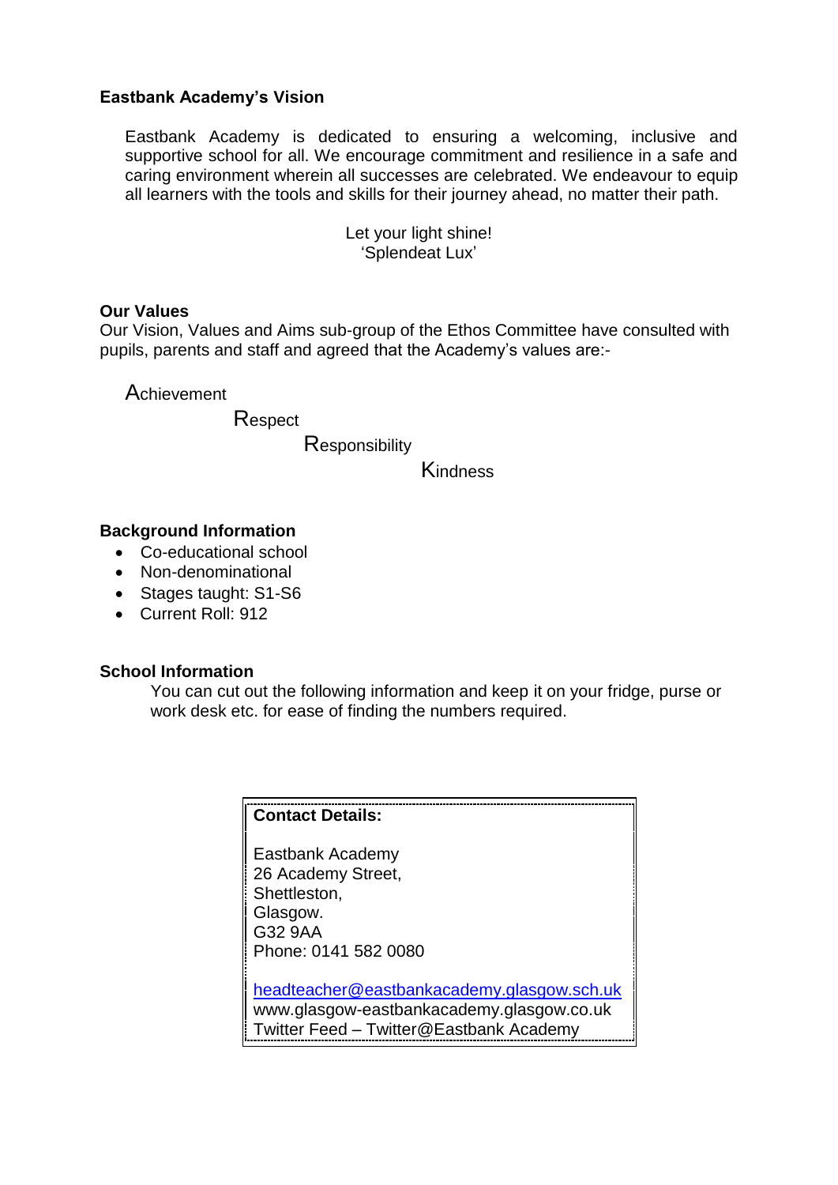**Eastbank Academy's Vision**

Eastbank Academy is dedicated to ensuring a welcoming, inclusive and supportive school for all. We encourage commitment and resilience in a safe and caring environment wherein all successes are celebrated. We endeavour to equip all learners with the tools and skills for their journey ahead, no matter their path.

Let your light shine!
'Splendeat Lux'

**Our Values**

Our Vision, Values and Aims sub-group of the Ethos Committee have consulted with pupils, parents and staff and agreed that the Academy's values are:-

Achievement

Respect

Responsibility

Kindness

**Background Information**

- Co-educational school
- Non-denominational
- Stages taught: S1-S6
- Current Roll: 912

**School Information**

You can cut out the following information and keep it on your fridge, purse or work desk etc. for ease of finding the numbers required.

**Contact Details:**

Eastbank Academy
26 Academy Street,
Shettleston,
Glasgow.
G32 9AA
Phone: 0141 582 0080

headteacher@eastbankacademy.glasgow.sch.uk
www.glasgow-eastbankacademy.glasgow.co.uk
Twitter Feed – Twitter@Eastbank Academy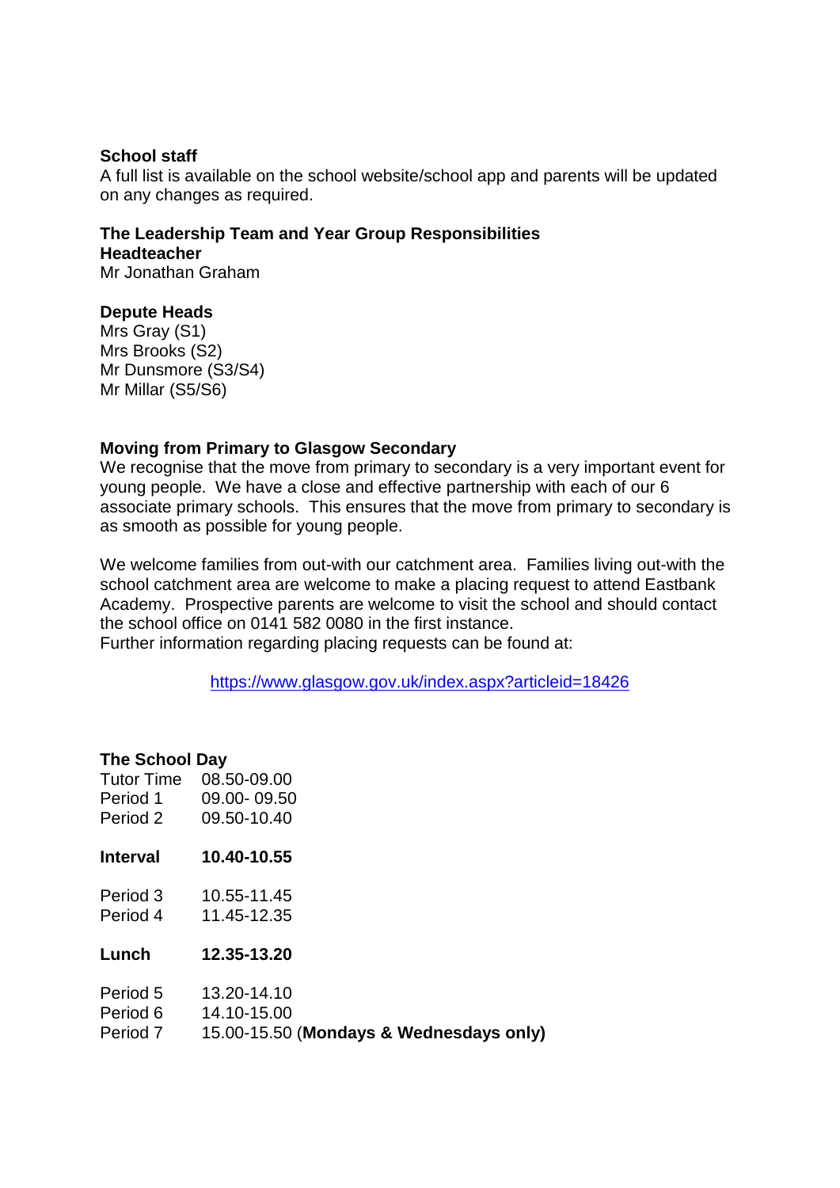**School staff**

A full list is available on the school website/school app and parents will be updated on any changes as required.

**The Leadership Team and Year Group Responsibilities**

**Headteacher**

Mr Jonathan Graham

**Depute Heads**

Mrs Gray (S1)
Mrs Brooks (S2)
Mr Dunsmore (S3/S4)
Mr Millar (S5/S6)

**Moving from Primary to Glasgow Secondary**

We recognise that the move from primary to secondary is a very important event for young people. We have a close and effective partnership with each of our 6 associate primary schools. This ensures that the move from primary to secondary is as smooth as possible for young people.

We welcome families from out-with our catchment area. Families living out-with the school catchment area are welcome to make a placing request to attend Eastbank Academy. Prospective parents are welcome to visit the school and should contact the school office on 0141 582 0080 in the first instance.
Further information regarding placing requests can be found at:

https://www.glasgow.gov.uk/index.aspx?articleid=18426

**The School Day**

| | |
|---|---|
| Tutor Time | 08.50-09.00 |
| Period 1 | 09.00- 09.50 |
| Period 2 | 09.50-10.40 |
| **Interval** | **10.40-10.55** |
| Period 3 | 10.55-11.45 |
| Period 4 | 11.45-12.35 |
| **Lunch** | **12.35-13.20** |
| Period 5 | 13.20-14.10 |
| Period 6 | 14.10-15.00 |
| Period 7 | 15.00-15.50 (**Mondays & Wednesdays only)** |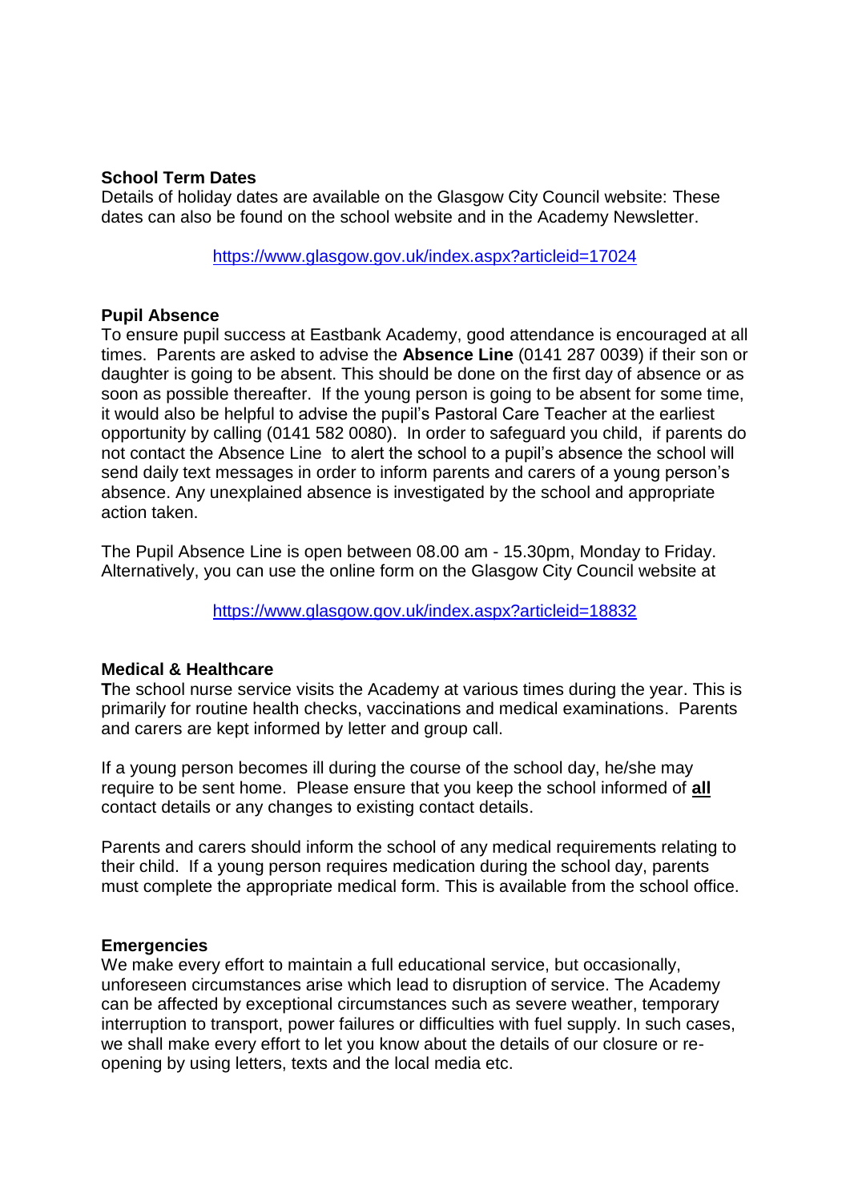**School Term Dates**

Details of holiday dates are available on the Glasgow City Council website: These dates can also be found on the school website and in the Academy Newsletter.

https://www.glasgow.gov.uk/index.aspx?articleid=17024

**Pupil Absence**

To ensure pupil success at Eastbank Academy, good attendance is encouraged at all times. Parents are asked to advise the **Absence Line** (0141 287 0039) if their son or daughter is going to be absent. This should be done on the first day of absence or as soon as possible thereafter. If the young person is going to be absent for some time, it would also be helpful to advise the pupil's Pastoral Care Teacher at the earliest opportunity by calling (0141 582 0080). In order to safeguard you child, if parents do not contact the Absence Line to alert the school to a pupil's absence the school will send daily text messages in order to inform parents and carers of a young person's absence. Any unexplained absence is investigated by the school and appropriate action taken.

The Pupil Absence Line is open between 08.00 am - 15.30pm, Monday to Friday. Alternatively, you can use the online form on the Glasgow City Council website at

https://www.glasgow.gov.uk/index.aspx?articleid=18832

**Medical & Healthcare**

**T**he school nurse service visits the Academy at various times during the year. This is primarily for routine health checks, vaccinations and medical examinations. Parents and carers are kept informed by letter and group call.

If a young person becomes ill during the course of the school day, he/she may require to be sent home. Please ensure that you keep the school informed of **all** contact details or any changes to existing contact details.

Parents and carers should inform the school of any medical requirements relating to their child. If a young person requires medication during the school day, parents must complete the appropriate medical form. This is available from the school office.

**Emergencies**

We make every effort to maintain a full educational service, but occasionally, unforeseen circumstances arise which lead to disruption of service. The Academy can be affected by exceptional circumstances such as severe weather, temporary interruption to transport, power failures or difficulties with fuel supply. In such cases, we shall make every effort to let you know about the details of our closure or re-opening by using letters, texts and the local media etc.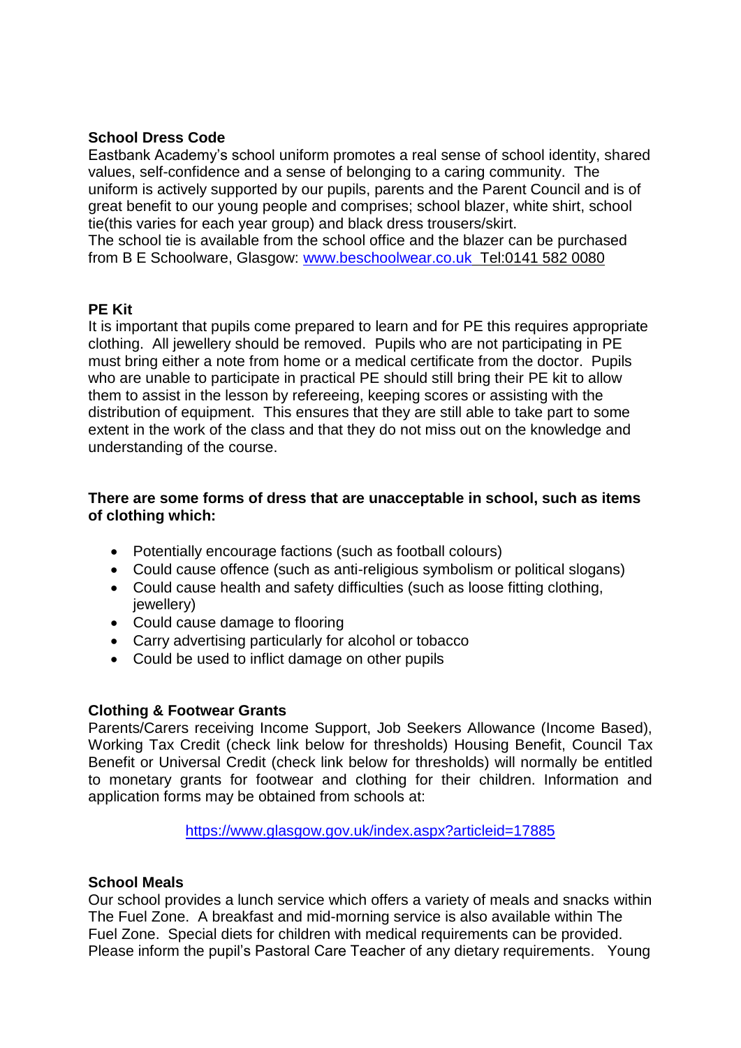**School Dress Code**

Eastbank Academy's school uniform promotes a real sense of school identity, shared values, self-confidence and a sense of belonging to a caring community. The uniform is actively supported by our pupils, parents and the Parent Council and is of great benefit to our young people and comprises; school blazer, white shirt, school tie(this varies for each year group) and black dress trousers/skirt.
The school tie is available from the school office and the blazer can be purchased from B E Schoolware, Glasgow: www.beschoolwear.co.uk Tel:0141 582 0080

**PE Kit**

It is important that pupils come prepared to learn and for PE this requires appropriate clothing. All jewellery should be removed. Pupils who are not participating in PE must bring either a note from home or a medical certificate from the doctor. Pupils who are unable to participate in practical PE should still bring their PE kit to allow them to assist in the lesson by refereeing, keeping scores or assisting with the distribution of equipment. This ensures that they are still able to take part to some extent in the work of the class and that they do not miss out on the knowledge and understanding of the course.

**There are some forms of dress that are unacceptable in school, such as items of clothing which:**

- Potentially encourage factions (such as football colours)
- Could cause offence (such as anti-religious symbolism or political slogans)
- Could cause health and safety difficulties (such as loose fitting clothing, jewellery)
- Could cause damage to flooring
- Carry advertising particularly for alcohol or tobacco
- Could be used to inflict damage on other pupils

**Clothing & Footwear Grants**

Parents/Carers receiving Income Support, Job Seekers Allowance (Income Based), Working Tax Credit (check link below for thresholds) Housing Benefit, Council Tax Benefit or Universal Credit (check link below for thresholds) will normally be entitled to monetary grants for footwear and clothing for their children. Information and application forms may be obtained from schools at:

https://www.glasgow.gov.uk/index.aspx?articleid=17885

**School Meals**

Our school provides a lunch service which offers a variety of meals and snacks within The Fuel Zone. A breakfast and mid-morning service is also available within The Fuel Zone. Special diets for children with medical requirements can be provided. Please inform the pupil's Pastoral Care Teacher of any dietary requirements. Young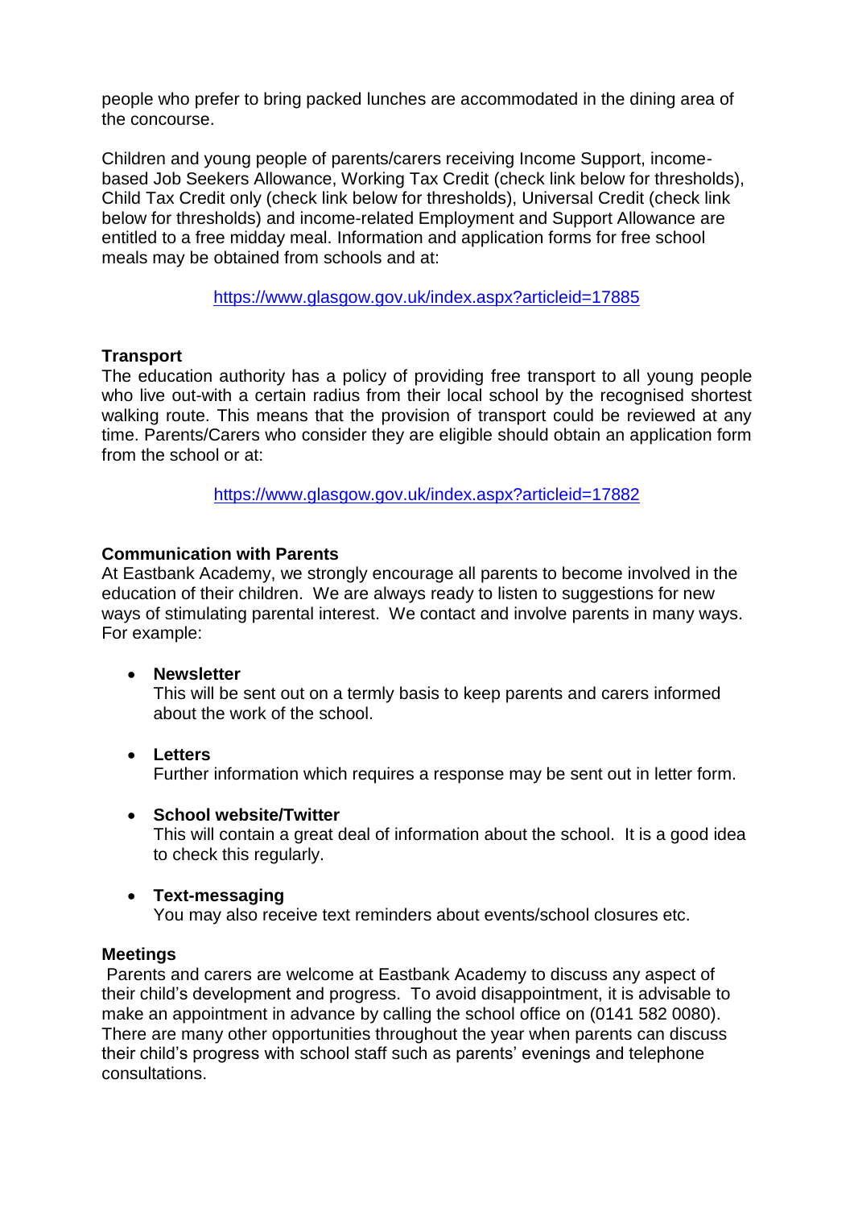people who prefer to bring packed lunches are accommodated in the dining area of the concourse.

Children and young people of parents/carers receiving Income Support, income-based Job Seekers Allowance, Working Tax Credit (check link below for thresholds), Child Tax Credit only (check link below for thresholds), Universal Credit (check link below for thresholds) and income-related Employment and Support Allowance are entitled to a free midday meal. Information and application forms for free school meals may be obtained from schools and at:

https://www.glasgow.gov.uk/index.aspx?articleid=17885

**Transport**

The education authority has a policy of providing free transport to all young people who live out-with a certain radius from their local school by the recognised shortest walking route. This means that the provision of transport could be reviewed at any time. Parents/Carers who consider they are eligible should obtain an application form from the school or at:

https://www.glasgow.gov.uk/index.aspx?articleid=17882

**Communication with Parents**

At Eastbank Academy, we strongly encourage all parents to become involved in the education of their children. We are always ready to listen to suggestions for new ways of stimulating parental interest. We contact and involve parents in many ways. For example:

- **Newsletter**
  This will be sent out on a termly basis to keep parents and carers informed about the work of the school.
- **Letters**
  Further information which requires a response may be sent out in letter form.
- **School website/Twitter**
  This will contain a great deal of information about the school. It is a good idea to check this regularly.
- **Text-messaging**
  You may also receive text reminders about events/school closures etc.

**Meetings**

Parents and carers are welcome at Eastbank Academy to discuss any aspect of their child's development and progress. To avoid disappointment, it is advisable to make an appointment in advance by calling the school office on (0141 582 0080). There are many other opportunities throughout the year when parents can discuss their child's progress with school staff such as parents' evenings and telephone consultations.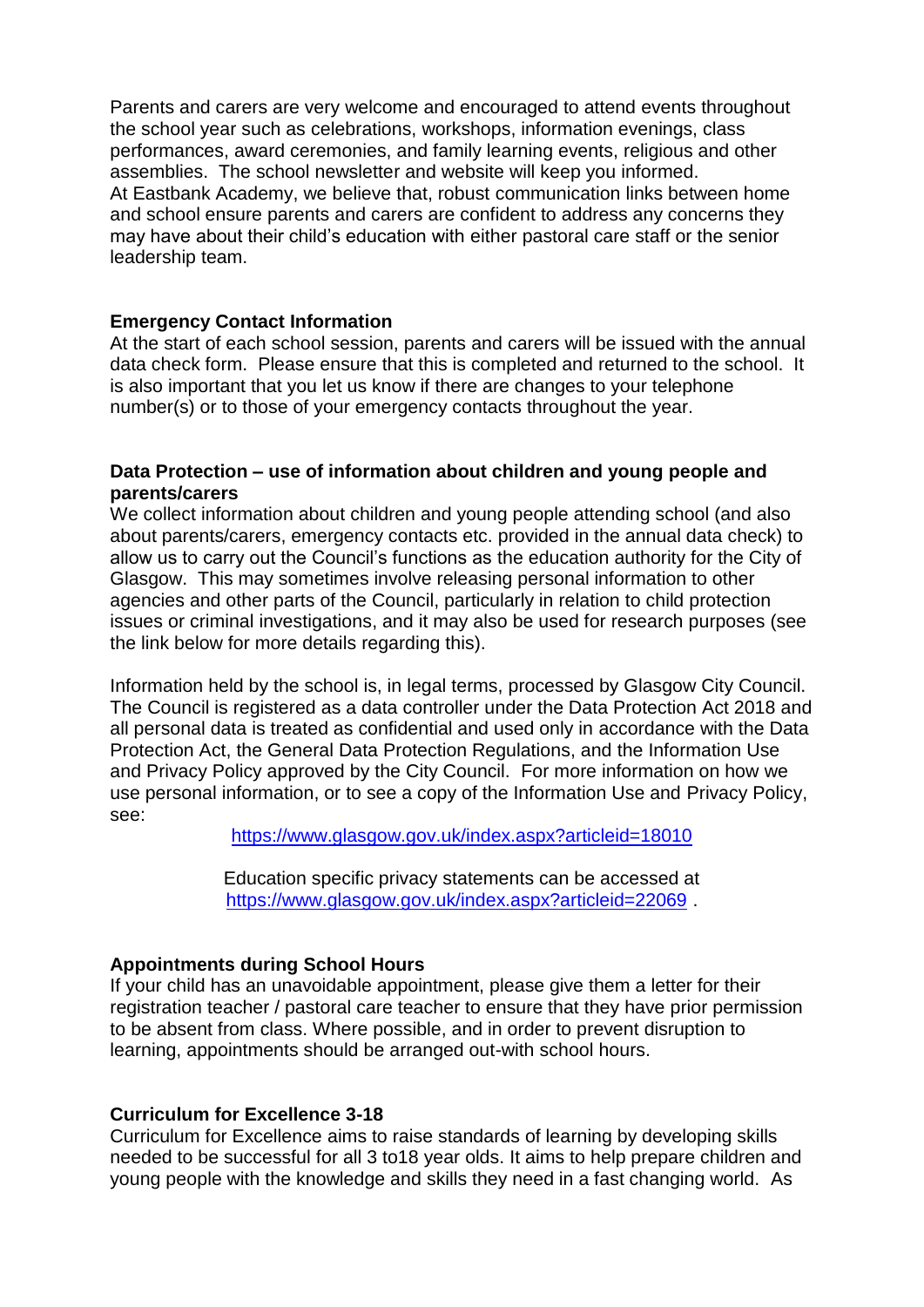Parents and carers are very welcome and encouraged to attend events throughout the school year such as celebrations, workshops, information evenings, class performances, award ceremonies, and family learning events, religious and other assemblies. The school newsletter and website will keep you informed.
At Eastbank Academy, we believe that, robust communication links between home and school ensure parents and carers are confident to address any concerns they may have about their child's education with either pastoral care staff or the senior leadership team.

**Emergency Contact Information**
At the start of each school session, parents and carers will be issued with the annual data check form. Please ensure that this is completed and returned to the school. It is also important that you let us know if there are changes to your telephone number(s) or to those of your emergency contacts throughout the year.

**Data Protection – use of information about children and young people and parents/carers**
We collect information about children and young people attending school (and also about parents/carers, emergency contacts etc. provided in the annual data check) to allow us to carry out the Council's functions as the education authority for the City of Glasgow. This may sometimes involve releasing personal information to other agencies and other parts of the Council, particularly in relation to child protection issues or criminal investigations, and it may also be used for research purposes (see the link below for more details regarding this).

Information held by the school is, in legal terms, processed by Glasgow City Council. The Council is registered as a data controller under the Data Protection Act 2018 and all personal data is treated as confidential and used only in accordance with the Data Protection Act, the General Data Protection Regulations, and the Information Use and Privacy Policy approved by the City Council. For more information on how we use personal information, or to see a copy of the Information Use and Privacy Policy, see:

https://www.glasgow.gov.uk/index.aspx?articleid=18010

Education specific privacy statements can be accessed at https://www.glasgow.gov.uk/index.aspx?articleid=22069 .

**Appointments during School Hours**
If your child has an unavoidable appointment, please give them a letter for their registration teacher / pastoral care teacher to ensure that they have prior permission to be absent from class. Where possible, and in order to prevent disruption to learning, appointments should be arranged out-with school hours.

**Curriculum for Excellence 3-18**
Curriculum for Excellence aims to raise standards of learning by developing skills needed to be successful for all 3 to18 year olds. It aims to help prepare children and young people with the knowledge and skills they need in a fast changing world. As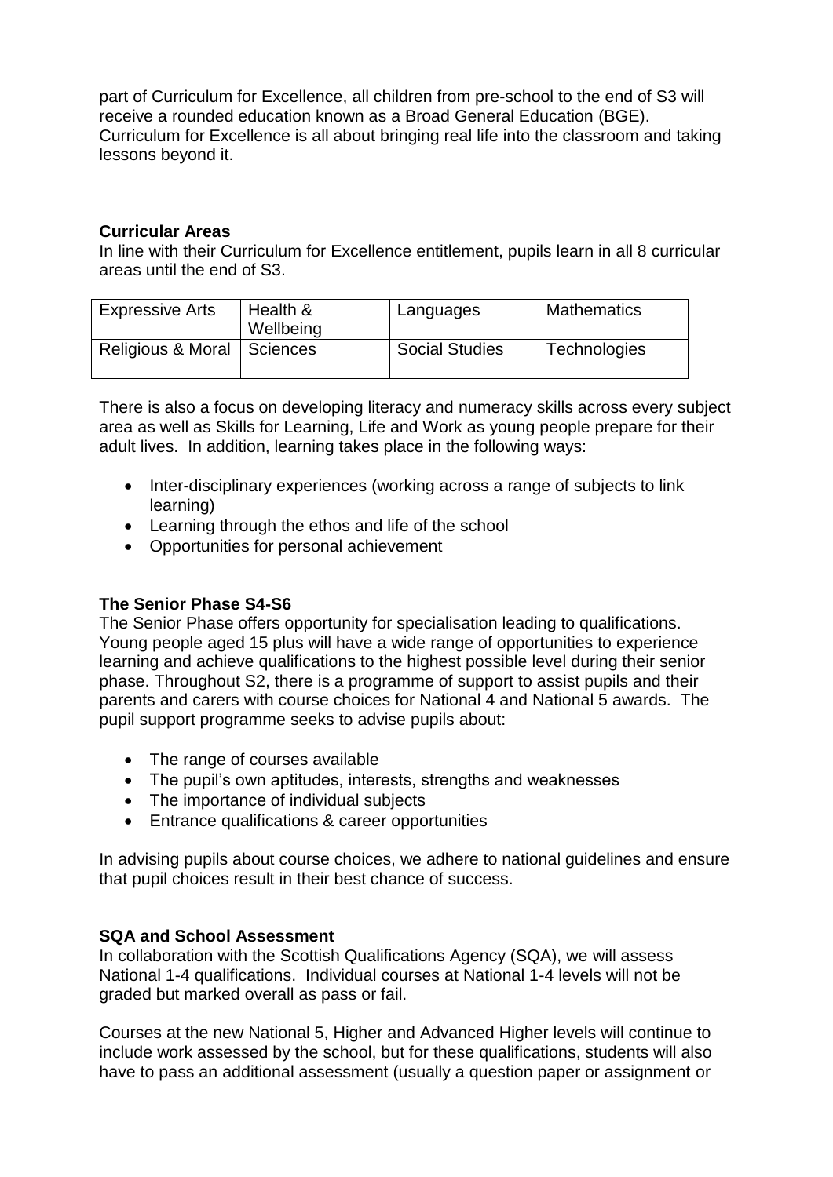part of Curriculum for Excellence, all children from pre-school to the end of S3 will receive a rounded education known as a Broad General Education (BGE). Curriculum for Excellence is all about bringing real life into the classroom and taking lessons beyond it.

**Curricular Areas**

In line with their Curriculum for Excellence entitlement, pupils learn in all 8 curricular areas until the end of S3.

| Expressive Arts | Health & Wellbeing | Languages | Mathematics |
|---|---|---|---|
| Religious & Moral | Sciences | Social Studies | Technologies |

There is also a focus on developing literacy and numeracy skills across every subject area as well as Skills for Learning, Life and Work as young people prepare for their adult lives. In addition, learning takes place in the following ways:

- Inter-disciplinary experiences (working across a range of subjects to link learning)
- Learning through the ethos and life of the school
- Opportunities for personal achievement

**The Senior Phase S4-S6**

The Senior Phase offers opportunity for specialisation leading to qualifications. Young people aged 15 plus will have a wide range of opportunities to experience learning and achieve qualifications to the highest possible level during their senior phase. Throughout S2, there is a programme of support to assist pupils and their parents and carers with course choices for National 4 and National 5 awards. The pupil support programme seeks to advise pupils about:

- The range of courses available
- The pupil's own aptitudes, interests, strengths and weaknesses
- The importance of individual subjects
- Entrance qualifications & career opportunities

In advising pupils about course choices, we adhere to national guidelines and ensure that pupil choices result in their best chance of success.

**SQA and School Assessment**

In collaboration with the Scottish Qualifications Agency (SQA), we will assess National 1-4 qualifications. Individual courses at National 1-4 levels will not be graded but marked overall as pass or fail.

Courses at the new National 5, Higher and Advanced Higher levels will continue to include work assessed by the school, but for these qualifications, students will also have to pass an additional assessment (usually a question paper or assignment or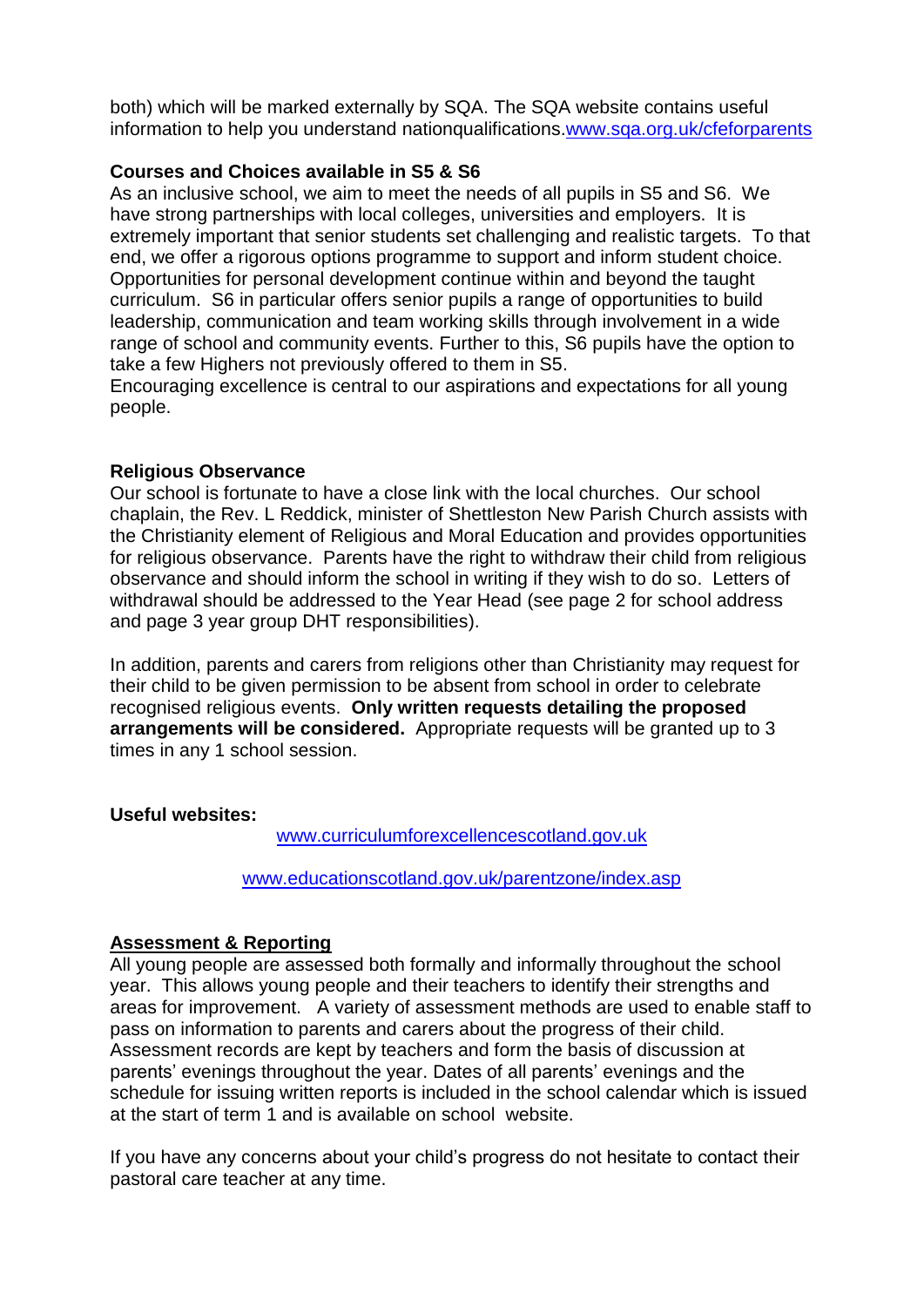both) which will be marked externally by SQA. The SQA website contains useful information to help you understand nationqualifications.[www.sqa.org.uk/cfeforparents](http://www.sqa.org.uk/cfeforparents)

**Courses and Choices available in S5 & S6**

As an inclusive school, we aim to meet the needs of all pupils in S5 and S6. We have strong partnerships with local colleges, universities and employers. It is extremely important that senior students set challenging and realistic targets. To that end, we offer a rigorous options programme to support and inform student choice. Opportunities for personal development continue within and beyond the taught curriculum. S6 in particular offers senior pupils a range of opportunities to build leadership, communication and team working skills through involvement in a wide range of school and community events. Further to this, S6 pupils have the option to take a few Highers not previously offered to them in S5.

Encouraging excellence is central to our aspirations and expectations for all young people.

**Religious Observance**

Our school is fortunate to have a close link with the local churches. Our school chaplain, the Rev. L Reddick, minister of Shettleston New Parish Church assists with the Christianity element of Religious and Moral Education and provides opportunities for religious observance. Parents have the right to withdraw their child from religious observance and should inform the school in writing if they wish to do so. Letters of withdrawal should be addressed to the Year Head (see page 2 for school address and page 3 year group DHT responsibilities).

In addition, parents and carers from religions other than Christianity may request for their child to be given permission to be absent from school in order to celebrate recognised religious events. **Only written requests detailing the proposed arrangements will be considered.** Appropriate requests will be granted up to 3 times in any 1 school session.

**Useful websites:**

[www.curriculumforexcellencescotland.gov.uk](http://www.curriculumforexcellencescotland.gov.uk)

[www.educationscotland.gov.uk/parentzone/index.asp](http://www.educationscotland.gov.uk/parentzone/index.asp)

**Assessment & Reporting**

All young people are assessed both formally and informally throughout the school year. This allows young people and their teachers to identify their strengths and areas for improvement. A variety of assessment methods are used to enable staff to pass on information to parents and carers about the progress of their child. Assessment records are kept by teachers and form the basis of discussion at parents' evenings throughout the year. Dates of all parents' evenings and the schedule for issuing written reports is included in the school calendar which is issued at the start of term 1 and is available on school website.

If you have any concerns about your child's progress do not hesitate to contact their pastoral care teacher at any time.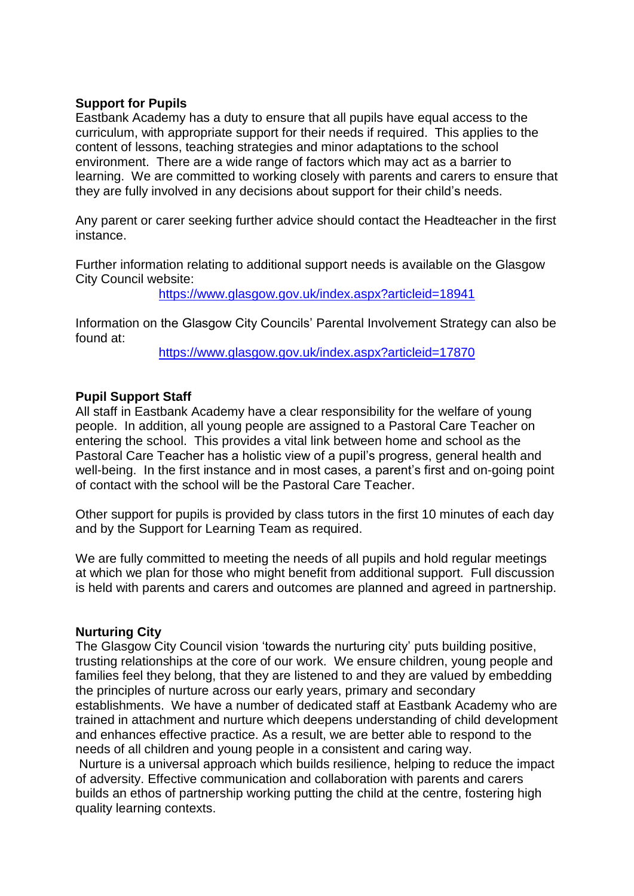## Support for Pupils

Eastbank Academy has a duty to ensure that all pupils have equal access to the curriculum, with appropriate support for their needs if required. This applies to the content of lessons, teaching strategies and minor adaptations to the school environment. There are a wide range of factors which may act as a barrier to learning. We are committed to working closely with parents and carers to ensure that they are fully involved in any decisions about support for their child's needs.

Any parent or carer seeking further advice should contact the Headteacher in the first instance.

Further information relating to additional support needs is available on the Glasgow City Council website:

https://www.glasgow.gov.uk/index.aspx?articleid=18941

Information on the Glasgow City Councils' Parental Involvement Strategy can also be found at:

https://www.glasgow.gov.uk/index.aspx?articleid=17870

## Pupil Support Staff

All staff in Eastbank Academy have a clear responsibility for the welfare of young people. In addition, all young people are assigned to a Pastoral Care Teacher on entering the school. This provides a vital link between home and school as the Pastoral Care Teacher has a holistic view of a pupil's progress, general health and well-being. In the first instance and in most cases, a parent's first and on-going point of contact with the school will be the Pastoral Care Teacher.

Other support for pupils is provided by class tutors in the first 10 minutes of each day and by the Support for Learning Team as required.

We are fully committed to meeting the needs of all pupils and hold regular meetings at which we plan for those who might benefit from additional support. Full discussion is held with parents and carers and outcomes are planned and agreed in partnership.

## Nurturing City

The Glasgow City Council vision 'towards the nurturing city' puts building positive, trusting relationships at the core of our work. We ensure children, young people and families feel they belong, that they are listened to and they are valued by embedding the principles of nurture across our early years, primary and secondary establishments. We have a number of dedicated staff at Eastbank Academy who are trained in attachment and nurture which deepens understanding of child development and enhances effective practice. As a result, we are better able to respond to the needs of all children and young people in a consistent and caring way.

Nurture is a universal approach which builds resilience, helping to reduce the impact of adversity. Effective communication and collaboration with parents and carers builds an ethos of partnership working putting the child at the centre, fostering high quality learning contexts.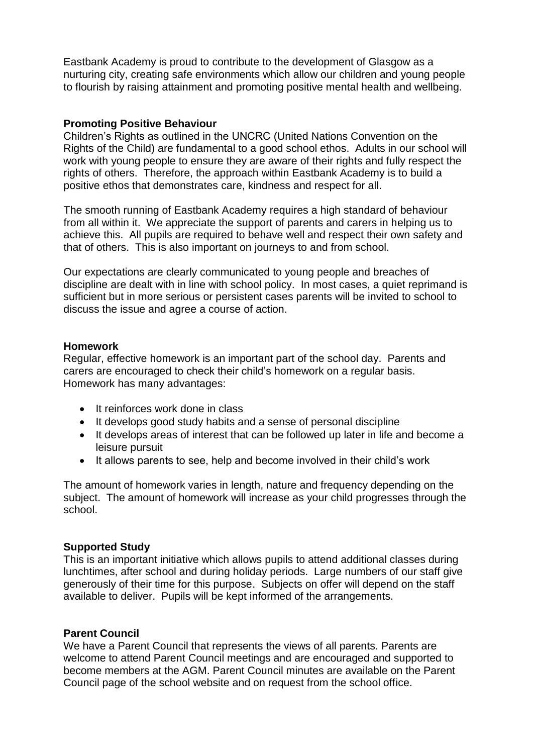Eastbank Academy is proud to contribute to the development of Glasgow as a nurturing city, creating safe environments which allow our children and young people to flourish by raising attainment and promoting positive mental health and wellbeing.

**Promoting Positive Behaviour**

Children's Rights as outlined in the UNCRC (United Nations Convention on the Rights of the Child) are fundamental to a good school ethos. Adults in our school will work with young people to ensure they are aware of their rights and fully respect the rights of others. Therefore, the approach within Eastbank Academy is to build a positive ethos that demonstrates care, kindness and respect for all.

The smooth running of Eastbank Academy requires a high standard of behaviour from all within it. We appreciate the support of parents and carers in helping us to achieve this. All pupils are required to behave well and respect their own safety and that of others. This is also important on journeys to and from school.

Our expectations are clearly communicated to young people and breaches of discipline are dealt with in line with school policy. In most cases, a quiet reprimand is sufficient but in more serious or persistent cases parents will be invited to school to discuss the issue and agree a course of action.

**Homework**

Regular, effective homework is an important part of the school day. Parents and carers are encouraged to check their child's homework on a regular basis. Homework has many advantages:

- It reinforces work done in class
- It develops good study habits and a sense of personal discipline
- It develops areas of interest that can be followed up later in life and become a leisure pursuit
- It allows parents to see, help and become involved in their child's work

The amount of homework varies in length, nature and frequency depending on the subject. The amount of homework will increase as your child progresses through the school.

**Supported Study**

This is an important initiative which allows pupils to attend additional classes during lunchtimes, after school and during holiday periods. Large numbers of our staff give generously of their time for this purpose. Subjects on offer will depend on the staff available to deliver. Pupils will be kept informed of the arrangements.

**Parent Council**

We have a Parent Council that represents the views of all parents. Parents are welcome to attend Parent Council meetings and are encouraged and supported to become members at the AGM. Parent Council minutes are available on the Parent Council page of the school website and on request from the school office.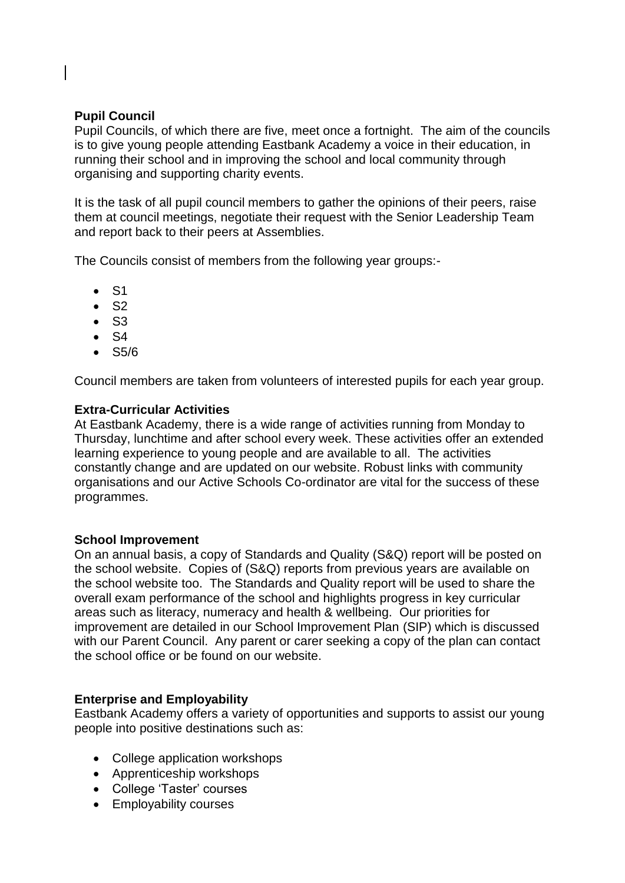**Pupil Council**

Pupil Councils, of which there are five, meet once a fortnight. The aim of the councils is to give young people attending Eastbank Academy a voice in their education, in running their school and in improving the school and local community through organising and supporting charity events.

It is the task of all pupil council members to gather the opinions of their peers, raise them at council meetings, negotiate their request with the Senior Leadership Team and report back to their peers at Assemblies.

The Councils consist of members from the following year groups:-

- S1
- S2
- S3
- S4
- S5/6

Council members are taken from volunteers of interested pupils for each year group.

**Extra-Curricular Activities**

At Eastbank Academy, there is a wide range of activities running from Monday to Thursday, lunchtime and after school every week. These activities offer an extended learning experience to young people and are available to all. The activities constantly change and are updated on our website. Robust links with community organisations and our Active Schools Co-ordinator are vital for the success of these programmes.

**School Improvement**

On an annual basis, a copy of Standards and Quality (S&Q) report will be posted on the school website. Copies of (S&Q) reports from previous years are available on the school website too. The Standards and Quality report will be used to share the overall exam performance of the school and highlights progress in key curricular areas such as literacy, numeracy and health & wellbeing. Our priorities for improvement are detailed in our School Improvement Plan (SIP) which is discussed with our Parent Council. Any parent or carer seeking a copy of the plan can contact the school office or be found on our website.

**Enterprise and Employability**

Eastbank Academy offers a variety of opportunities and supports to assist our young people into positive destinations such as:

- College application workshops
- Apprenticeship workshops
- College 'Taster' courses
- Employability courses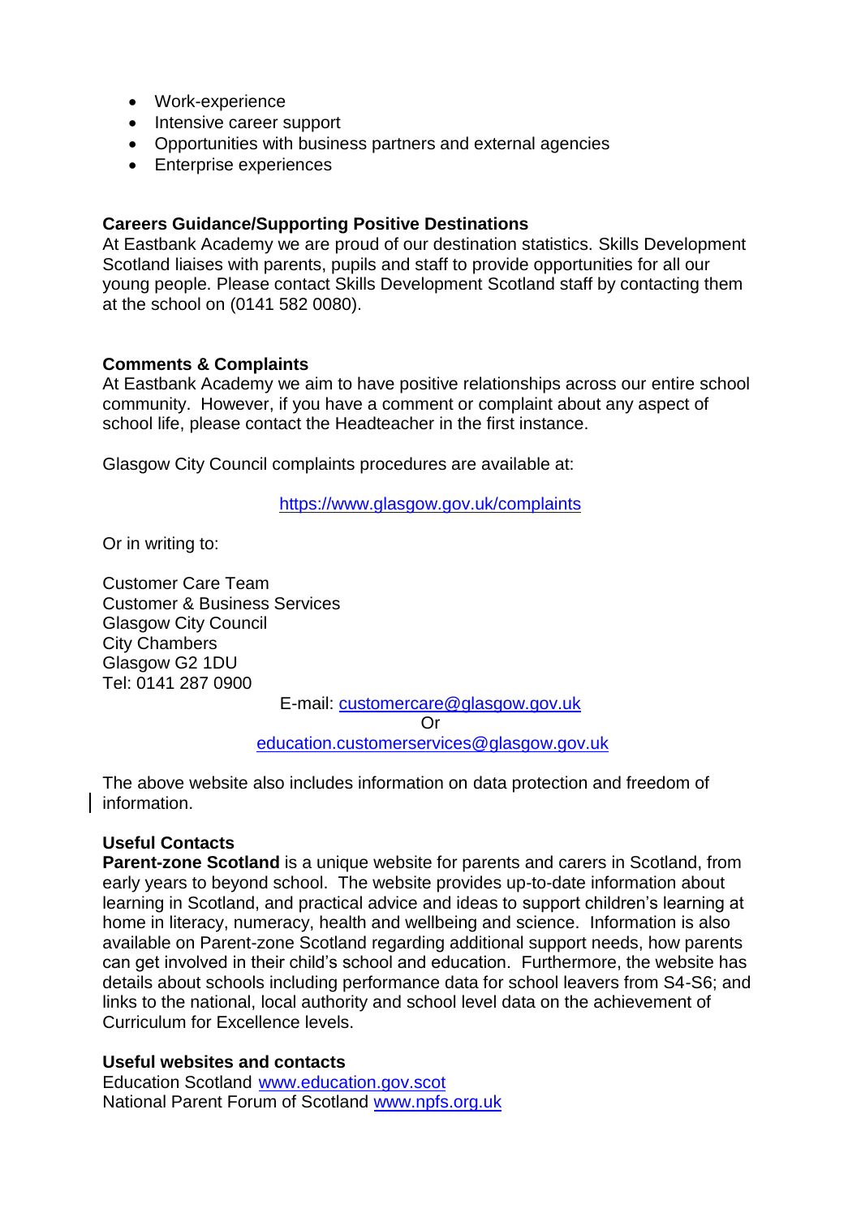- Work-experience
- Intensive career support
- Opportunities with business partners and external agencies
- Enterprise experiences

**Careers Guidance/Supporting Positive Destinations**
At Eastbank Academy we are proud of our destination statistics. Skills Development Scotland liaises with parents, pupils and staff to provide opportunities for all our young people. Please contact Skills Development Scotland staff by contacting them at the school on (0141 582 0080).

**Comments & Complaints**
At Eastbank Academy we aim to have positive relationships across our entire school community. However, if you have a comment or complaint about any aspect of school life, please contact the Headteacher in the first instance.

Glasgow City Council complaints procedures are available at:

https://www.glasgow.gov.uk/complaints

Or in writing to:

Customer Care Team
Customer & Business Services
Glasgow City Council
City Chambers
Glasgow G2 1DU
Tel: 0141 287 0900

E-mail: customercare@glasgow.gov.uk
Or
education.customerservices@glasgow.gov.uk

The above website also includes information on data protection and freedom of information.

**Useful Contacts**
**Parent-zone Scotland** is a unique website for parents and carers in Scotland, from early years to beyond school. The website provides up-to-date information about learning in Scotland, and practical advice and ideas to support children's learning at home in literacy, numeracy, health and wellbeing and science. Information is also available on Parent-zone Scotland regarding additional support needs, how parents can get involved in their child's school and education. Furthermore, the website has details about schools including performance data for school leavers from S4-S6; and links to the national, local authority and school level data on the achievement of Curriculum for Excellence levels.

**Useful websites and contacts**
Education Scotland www.education.gov.scot
National Parent Forum of Scotland www.npfs.org.uk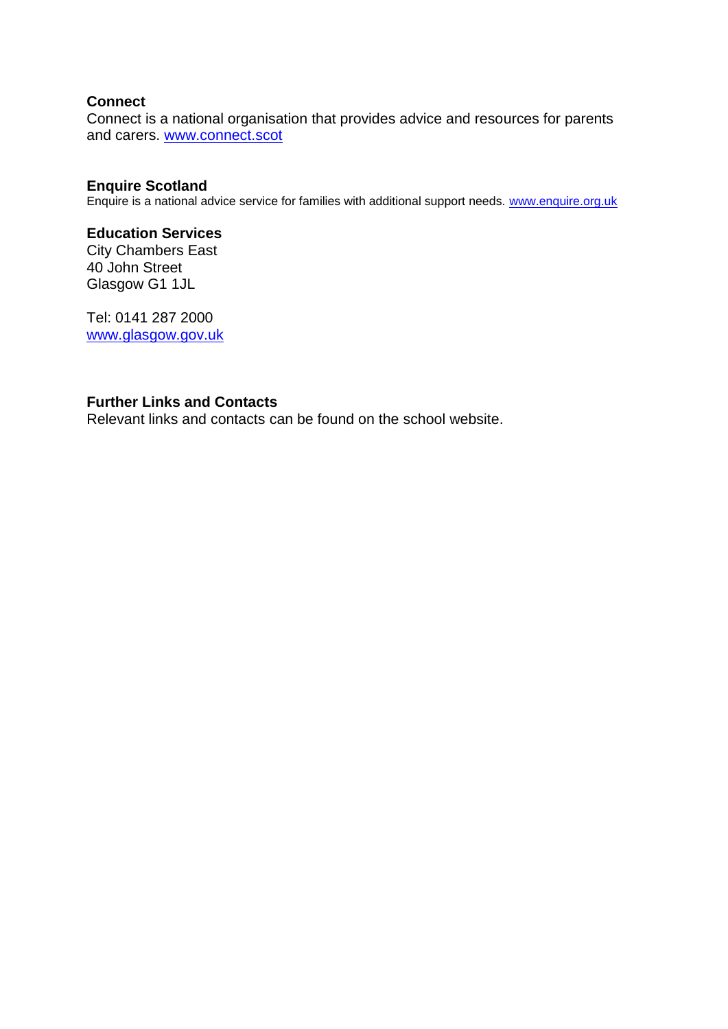**Connect**
Connect is a national organisation that provides advice and resources for parents and carers. www.connect.scot

**Enquire Scotland**
Enquire is a national advice service for families with additional support needs. www.enquire.org.uk

**Education Services**
City Chambers East
40 John Street
Glasgow G1 1JL

Tel: 0141 287 2000
www.glasgow.gov.uk

**Further Links and Contacts**
Relevant links and contacts can be found on the school website.